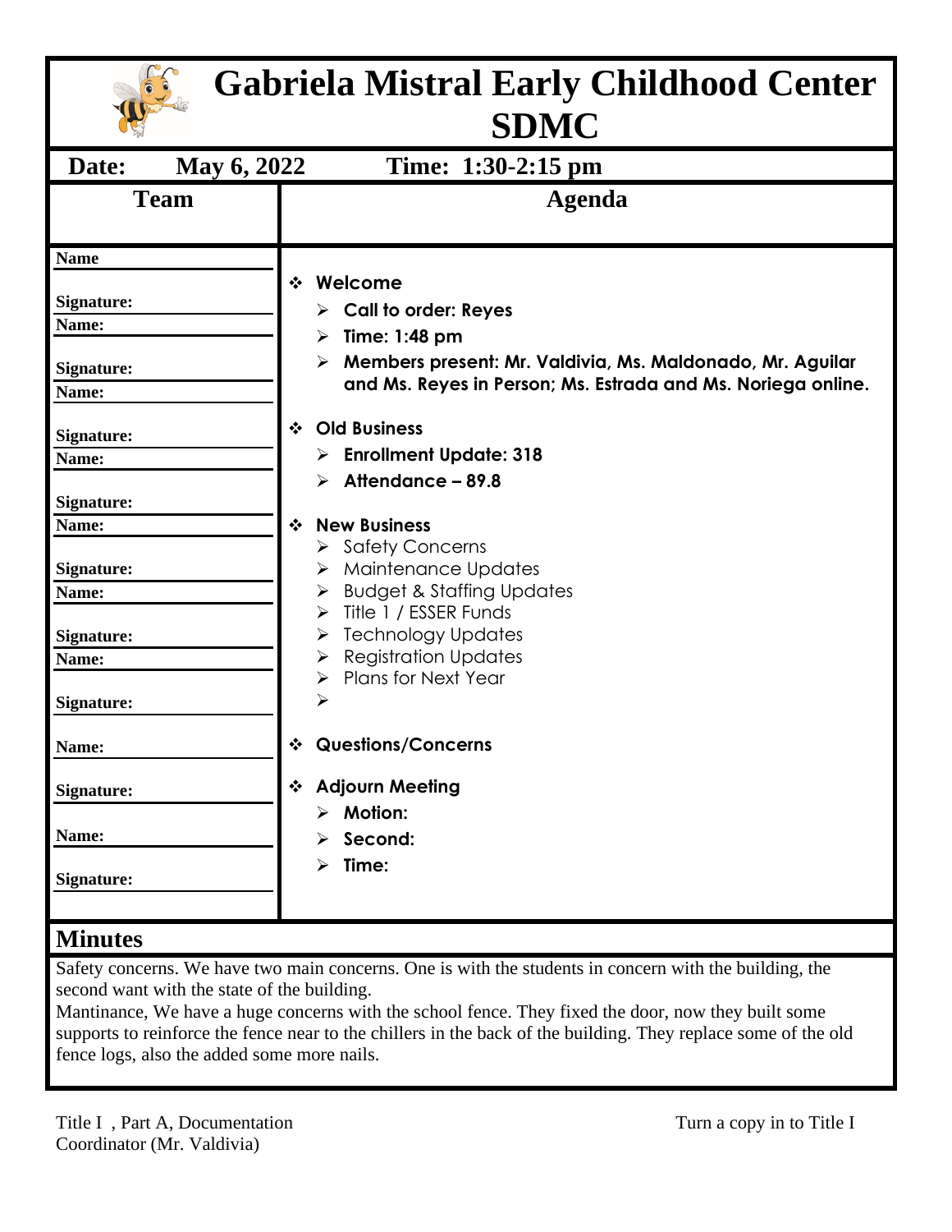# Gabriela Mistral Early Childhood Center SDMC

**Date:** May 6, 2022 **Time:** 1:30-2:15 pm

| Team | Agenda |
|---|---|
| **Name**<br>**Signature:**<br>**Name:**<br>**Signature:**<br>**Name:**<br>**Signature:**<br>**Name:**<br>**Signature:**<br>**Name:**<br>**Signature:**<br>**Name:**<br>**Signature:**<br>**Name:**<br>**Signature:**<br>**Name:**<br>**Signature:**<br>**Name:**<br>**Signature:** | ❖ **Welcome**<br>➢ **Call to order: Reyes**<br>➢ **Time: 1:48 pm**<br>➢ **Members present: Mr. Valdivia, Ms. Maldonado, Mr. Aguilar and Ms. Reyes in Person; Ms. Estrada and Ms. Noriega online.**<br><br>❖ **Old Business**<br>➢ **Enrollment Update: 318**<br>➢ **Attendance – 89.8**<br><br>❖ **New Business**<br>➢ Safety Concerns<br>➢ Maintenance Updates<br>➢ Budget & Staffing Updates<br>➢ Title 1 / ESSER Funds<br>➢ Technology Updates<br>➢ Registration Updates<br>➢ Plans for Next Year<br>➢<br><br>❖ **Questions/Concerns**<br><br>❖ **Adjourn Meeting**<br>➢ **Motion:**<br>➢ **Second:**<br>➢ **Time:** |

## Minutes

Safety concerns. We have two main concerns. One is with the students in concern with the building, the second want with the state of the building.

Mantinance, We have a huge concerns with the school fence. They fixed the door, now they built some supports to reinforce the fence near to the chillers in the back of the building. They replace some of the old fence logs, also the added some more nails.

Title I , Part A, Documentation Coordinator (Mr. Valdivia)

Turn a copy in to Title I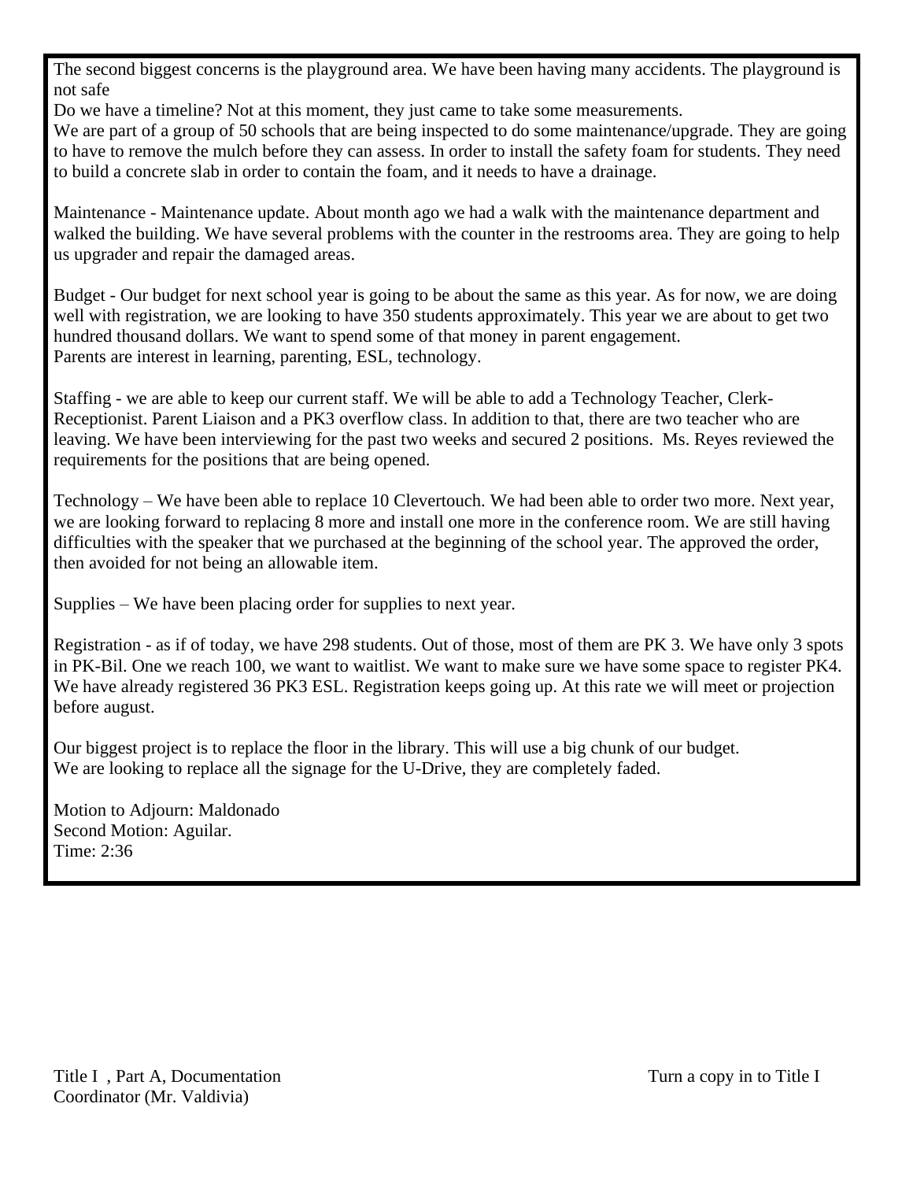The second biggest concerns is the playground area. We have been having many accidents. The playground is not safe

Do we have a timeline? Not at this moment, they just came to take some measurements.

We are part of a group of 50 schools that are being inspected to do some maintenance/upgrade. They are going to have to remove the mulch before they can assess. In order to install the safety foam for students. They need to build a concrete slab in order to contain the foam, and it needs to have a drainage.

Maintenance - Maintenance update. About month ago we had a walk with the maintenance department and walked the building. We have several problems with the counter in the restrooms area. They are going to help us upgrader and repair the damaged areas.

Budget - Our budget for next school year is going to be about the same as this year. As for now, we are doing well with registration, we are looking to have 350 students approximately. This year we are about to get two hundred thousand dollars. We want to spend some of that money in parent engagement.

Parents are interest in learning, parenting, ESL, technology.

Staffing - we are able to keep our current staff. We will be able to add a Technology Teacher, Clerk-Receptionist. Parent Liaison and a PK3 overflow class. In addition to that, there are two teacher who are leaving. We have been interviewing for the past two weeks and secured 2 positions. Ms. Reyes reviewed the requirements for the positions that are being opened.

Technology – We have been able to replace 10 Clevertouch. We had been able to order two more. Next year, we are looking forward to replacing 8 more and install one more in the conference room. We are still having difficulties with the speaker that we purchased at the beginning of the school year. The approved the order, then avoided for not being an allowable item.

Supplies – We have been placing order for supplies to next year.

Registration - as if of today, we have 298 students. Out of those, most of them are PK 3. We have only 3 spots in PK-Bil. One we reach 100, we want to waitlist. We want to make sure we have some space to register PK4. We have already registered 36 PK3 ESL. Registration keeps going up. At this rate we will meet or projection before august.

Our biggest project is to replace the floor in the library. This will use a big chunk of our budget.

We are looking to replace all the signage for the U-Drive, they are completely faded.

Motion to Adjourn: Maldonado

Second Motion: Aguilar.

Time: 2:36

Title I , Part A, Documentation Turn a copy in to Title I Coordinator (Mr. Valdivia)